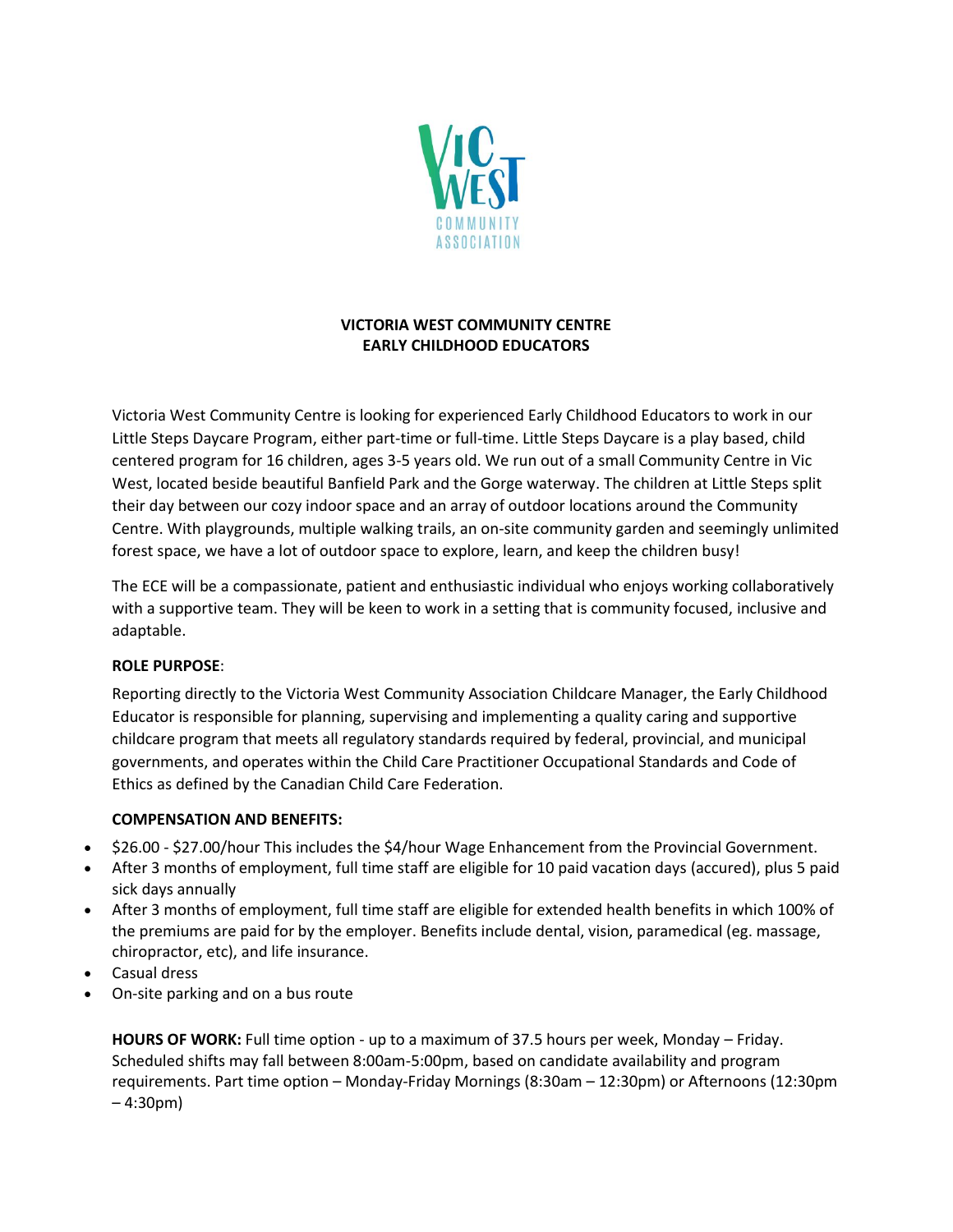# VICTORIA WEST COMMUNITY CENTRE
## EARLY CHILDHOOD EDUCATORS

Victoria West Community Centre is looking for experienced Early Childhood Educators to work in our Little Steps Daycare Program, either part-time or full-time. Little Steps Daycare is a play based, child centered program for 16 children, ages 3-5 years old. We run out of a small Community Centre in Vic West, located beside beautiful Banfield Park and the Gorge waterway. The children at Little Steps split their day between our cozy indoor space and an array of outdoor locations around the Community Centre. With playgrounds, multiple walking trails, an on-site community garden and seemingly unlimited forest space, we have a lot of outdoor space to explore, learn, and keep the children busy!

The ECE will be a compassionate, patient and enthusiastic individual who enjoys working collaboratively with a supportive team. They will be keen to work in a setting that is community focused, inclusive and adaptable.

**ROLE PURPOSE**:

Reporting directly to the Victoria West Community Association Childcare Manager, the Early Childhood Educator is responsible for planning, supervising and implementing a quality caring and supportive childcare program that meets all regulatory standards required by federal, provincial, and municipal governments, and operates within the Child Care Practitioner Occupational Standards and Code of Ethics as defined by the Canadian Child Care Federation.

**COMPENSATION AND BENEFITS:**

- $26.00 - $27.00/hour This includes the $4/hour Wage Enhancement from the Provincial Government.
- After 3 months of employment, full time staff are eligible for 10 paid vacation days (accured), plus 5 paid sick days annually
- After 3 months of employment, full time staff are eligible for extended health benefits in which 100% of the premiums are paid for by the employer. Benefits include dental, vision, paramedical (eg. massage, chiropractor, etc), and life insurance.
- Casual dress
- On-site parking and on a bus route

**HOURS OF WORK:** Full time option - up to a maximum of 37.5 hours per week, Monday – Friday. Scheduled shifts may fall between 8:00am-5:00pm, based on candidate availability and program requirements. Part time option – Monday-Friday Mornings (8:30am – 12:30pm) or Afternoons (12:30pm – 4:30pm)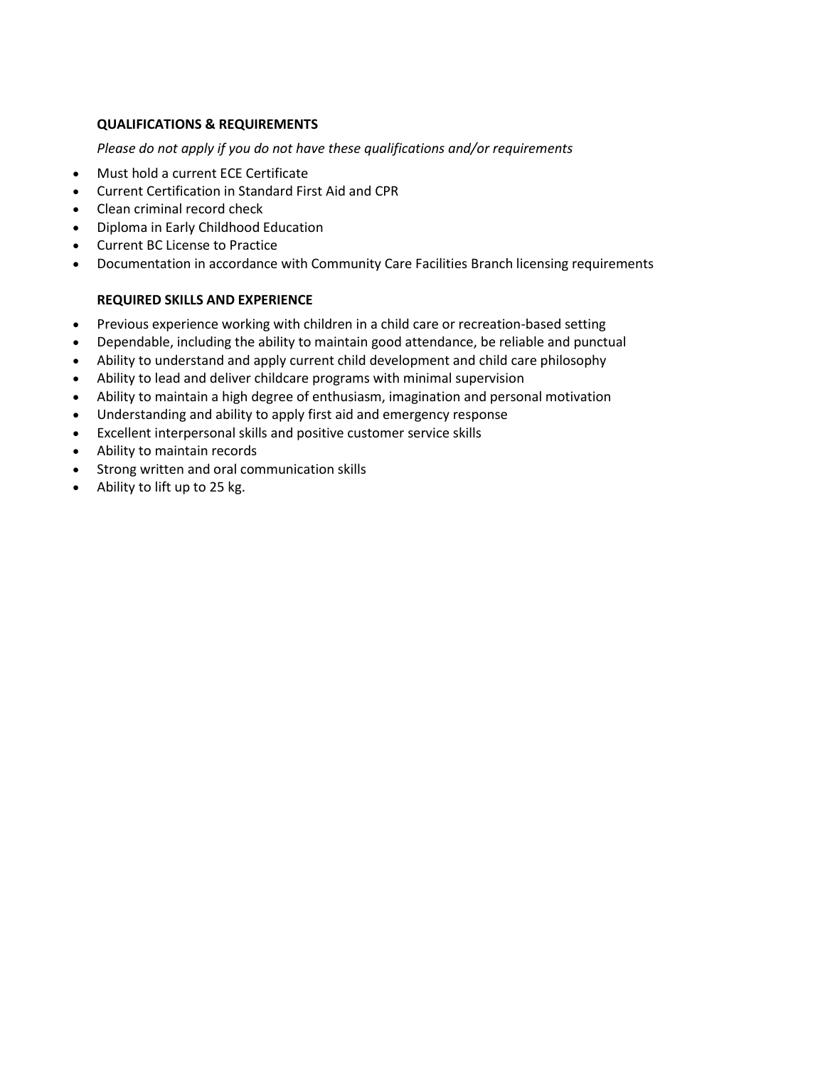**QUALIFICATIONS & REQUIREMENTS**

*Please do not apply if you do not have these qualifications and/or requirements*

- Must hold a current ECE Certificate
- Current Certification in Standard First Aid and CPR
- Clean criminal record check
- Diploma in Early Childhood Education
- Current BC License to Practice
- Documentation in accordance with Community Care Facilities Branch licensing requirements

**REQUIRED SKILLS AND EXPERIENCE**

- Previous experience working with children in a child care or recreation-based setting
- Dependable, including the ability to maintain good attendance, be reliable and punctual
- Ability to understand and apply current child development and child care philosophy
- Ability to lead and deliver childcare programs with minimal supervision
- Ability to maintain a high degree of enthusiasm, imagination and personal motivation
- Understanding and ability to apply first aid and emergency response
- Excellent interpersonal skills and positive customer service skills
- Ability to maintain records
- Strong written and oral communication skills
- Ability to lift up to 25 kg.